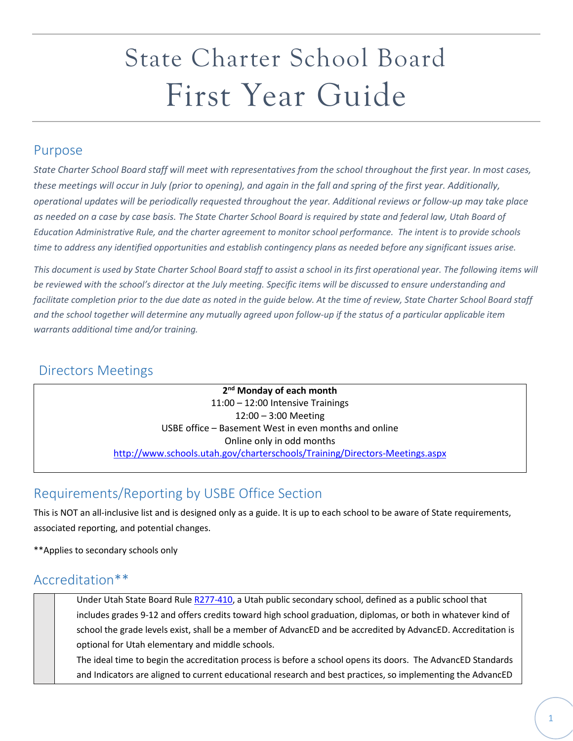# State Charter School Board
# First Year Guide

## Purpose

*State Charter School Board staff will meet with representatives from the school throughout the first year. In most cases, these meetings will occur in July (prior to opening), and again in the fall and spring of the first year. Additionally, operational updates will be periodically requested throughout the year. Additional reviews or follow-up may take place as needed on a case by case basis. The State Charter School Board is required by state and federal law, Utah Board of Education Administrative Rule, and the charter agreement to monitor school performance. The intent is to provide schools time to address any identified opportunities and establish contingency plans as needed before any significant issues arise.*

*This document is used by State Charter School Board staff to assist a school in its first operational year. The following items will be reviewed with the school's director at the July meeting. Specific items will be discussed to ensure understanding and facilitate completion prior to the due date as noted in the guide below. At the time of review, State Charter School Board staff and the school together will determine any mutually agreed upon follow-up if the status of a particular applicable item warrants additional time and/or training.*

## Directors Meetings

**2nd Monday of each month**
11:00 – 12:00 Intensive Trainings
12:00 – 3:00 Meeting
USBE office – Basement West in even months and online
Online only in odd months
http://www.schools.utah.gov/charterschools/Training/Directors-Meetings.aspx

## Requirements/Reporting by USBE Office Section

This is NOT an all-inclusive list and is designed only as a guide. It is up to each school to be aware of State requirements, associated reporting, and potential changes.

**Applies to secondary schools only

## Accreditation**

| | |
|---|---|
| | Under Utah State Board Rule R277-410, a Utah public secondary school, defined as a public school that includes grades 9-12 and offers credits toward high school graduation, diplomas, or both in whatever kind of school the grade levels exist, shall be a member of AdvancED and be accredited by AdvancED. Accreditation is optional for Utah elementary and middle schools.<br>The ideal time to begin the accreditation process is before a school opens its doors. The AdvancED Standards and Indicators are aligned to current educational research and best practices, so implementing the AdvancED |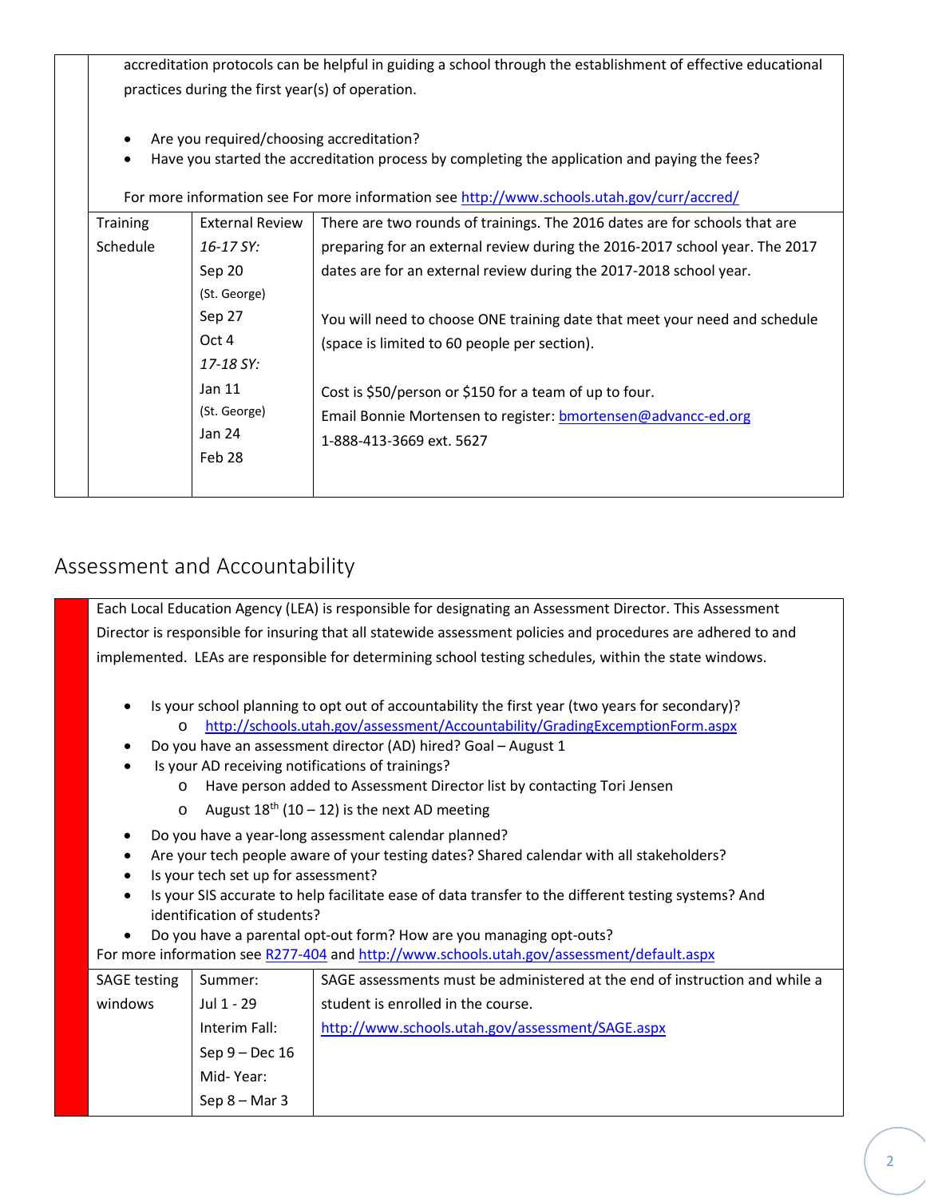| | | |
|---|---|---|
| accreditation protocols can be helpful in guiding a school through the establishment of effective educational practices during the first year(s) of operation.<br><br>• Are you required/choosing accreditation?<br>• Have you started the accreditation process by completing the application and paying the fees?<br><br>For more information see For more information see http://www.schools.utah.gov/curr/accred/ | | |
| Training Schedule | External Review<br>*16-17 SY:*<br>Sep 20<br>(St. George)<br>Sep 27<br>Oct 4<br>*17-18 SY:*<br>Jan 11<br>(St. George)<br>Jan 24<br>Feb 28 | There are two rounds of trainings. The 2016 dates are for schools that are preparing for an external review during the 2016-2017 school year. The 2017 dates are for an external review during the 2017-2018 school year.<br><br>You will need to choose ONE training date that meet your need and schedule (space is limited to 60 people per section).<br><br>Cost is $50/person or $150 for a team of up to four.<br>Email Bonnie Mortensen to register: bmortensen@advancc-ed.org<br>1-888-413-3669 ext. 5627 |

## Assessment and Accountability

Each Local Education Agency (LEA) is responsible for designating an Assessment Director. This Assessment Director is responsible for insuring that all statewide assessment policies and procedures are adhered to and implemented. LEAs are responsible for determining school testing schedules, within the state windows.

- Is your school planning to opt out of accountability the first year (two years for secondary)?
  - http://schools.utah.gov/assessment/Accountability/GradingExceptionForm.aspx
- Do you have an assessment director (AD) hired? Goal – August 1
- Is your AD receiving notifications of trainings?
  - Have person added to Assessment Director list by contacting Tori Jensen
  - August 18th (10 – 12) is the next AD meeting
- Do you have a year-long assessment calendar planned?
- Are your tech people aware of your testing dates? Shared calendar with all stakeholders?
- Is your tech set up for assessment?
- Is your SIS accurate to help facilitate ease of data transfer to the different testing systems? And identification of students?
- Do you have a parental opt-out form? How are you managing opt-outs?

For more information see R277-404 and http://www.schools.utah.gov/assessment/default.aspx

| | | |
|---|---|---|
| SAGE testing windows | Summer:<br>Jul 1 - 29<br>Interim Fall:<br>Sep 9 – Dec 16<br>Mid- Year:<br>Sep 8 – Mar 3 | SAGE assessments must be administered at the end of instruction and while a student is enrolled in the course.<br>http://www.schools.utah.gov/assessment/SAGE.aspx |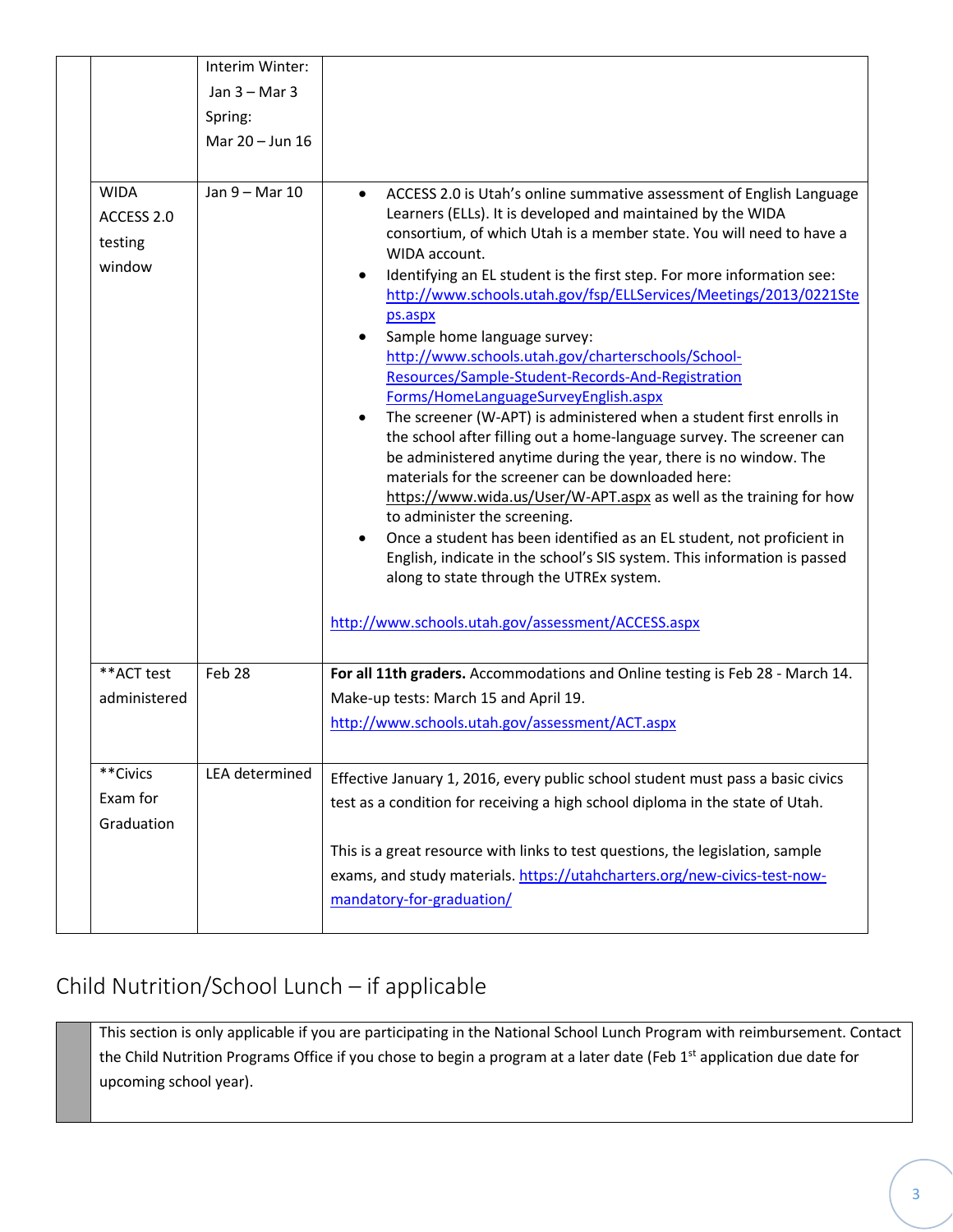| | | | |
|---|---|---|---|
| | | Interim Winter: Jan 3 – Mar 3<br>Spring: Mar 20 – Jun 16 | |
| | WIDA ACCESS 2.0 testing window | Jan 9 – Mar 10 | • ACCESS 2.0 is Utah's online summative assessment of English Language Learners (ELLs). It is developed and maintained by the WIDA consortium, of which Utah is a member state. You will need to have a WIDA account.<br>• Identifying an EL student is the first step. For more information see: http://www.schools.utah.gov/fsp/ELLServices/Meetings/2013/0221Steps.aspx<br>• Sample home language survey: http://www.schools.utah.gov/charterschools/School-Resources/Sample-Student-Records-And-Registration Forms/HomeLanguageSurveyEnglish.aspx<br>• The screener (W-APT) is administered when a student first enrolls in the school after filling out a home-language survey. The screener can be administered anytime during the year, there is no window. The materials for the screener can be downloaded here: https://www.wida.us/User/W-APT.aspx as well as the training for how to administer the screening.<br>• Once a student has been identified as an EL student, not proficient in English, indicate in the school's SIS system. This information is passed along to state through the UTREx system.<br><br>http://www.schools.utah.gov/assessment/ACCESS.aspx |
| | **ACT test administered | Feb 28 | **For all 11th graders.** Accommodations and Online testing is Feb 28 - March 14.<br>Make-up tests: March 15 and April 19.<br>http://www.schools.utah.gov/assessment/ACT.aspx |
| | **Civics Exam for Graduation | LEA determined | Effective January 1, 2016, every public school student must pass a basic civics test as a condition for receiving a high school diploma in the state of Utah.<br><br>This is a great resource with links to test questions, the legislation, sample exams, and study materials. https://utahcharters.org/new-civics-test-now-mandatory-for-graduation/ |

## Child Nutrition/School Lunch – if applicable

| | |
|---|---|
| | This section is only applicable if you are participating in the National School Lunch Program with reimbursement. Contact the Child Nutrition Programs Office if you chose to begin a program at a later date (Feb 1st application due date for upcoming school year). |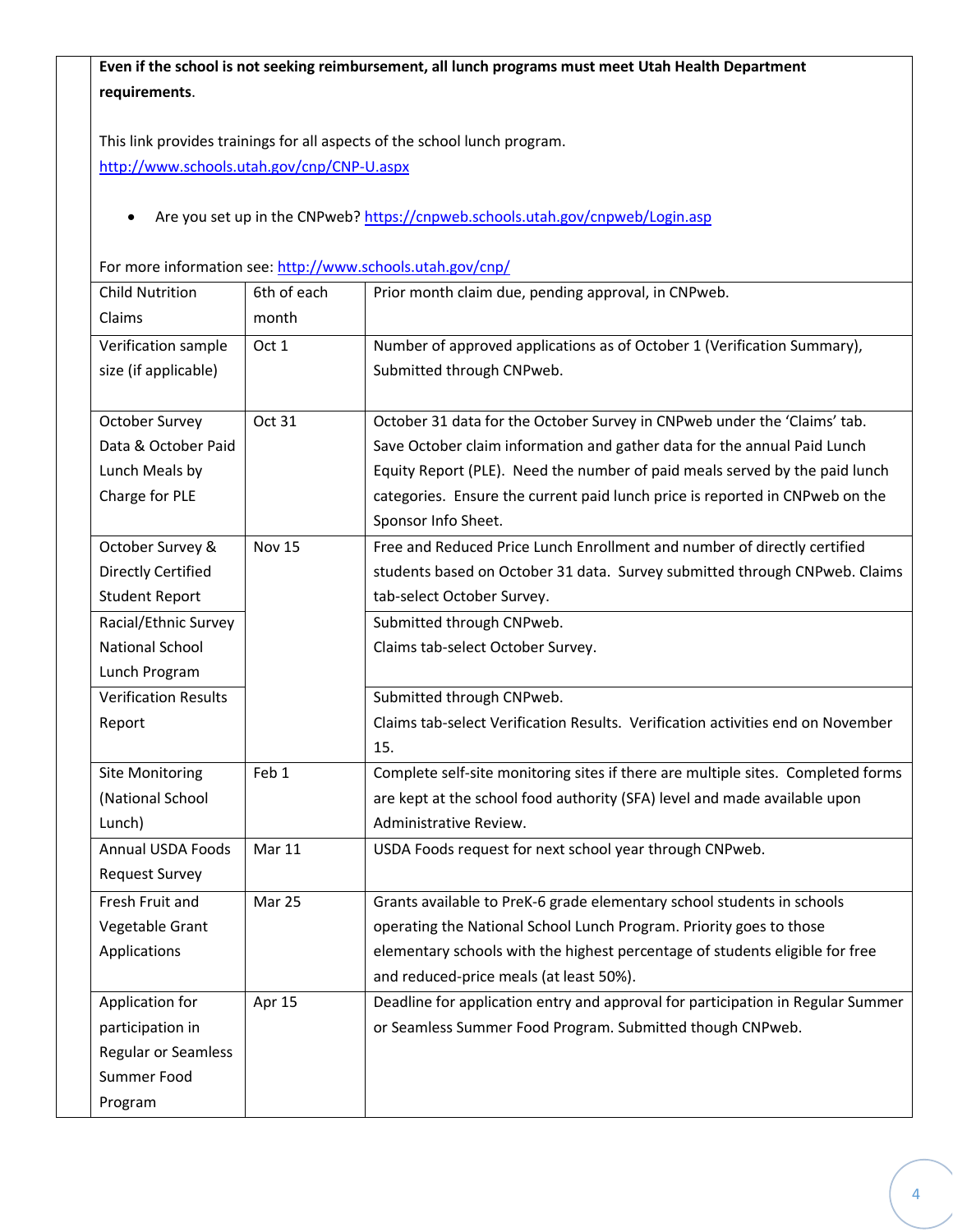**Even if the school is not seeking reimbursement, all lunch programs must meet Utah Health Department requirements**.

This link provides trainings for all aspects of the school lunch program.
http://www.schools.utah.gov/cnp/CNP-U.aspx

- Are you set up in the CNPweb? https://cnpweb.schools.utah.gov/cnpweb/Login.asp

For more information see: http://www.schools.utah.gov/cnp/

| | | |
|---|---|---|
| Child Nutrition Claims | 6th of each month | Prior month claim due, pending approval, in CNPweb. |
| Verification sample size (if applicable) | Oct 1 | Number of approved applications as of October 1 (Verification Summary), Submitted through CNPweb. |
| October Survey Data & October Paid Lunch Meals by Charge for PLE | Oct 31 | October 31 data for the October Survey in CNPweb under the 'Claims' tab. Save October claim information and gather data for the annual Paid Lunch Equity Report (PLE). Need the number of paid meals served by the paid lunch categories. Ensure the current paid lunch price is reported in CNPweb on the Sponsor Info Sheet. |
| October Survey & Directly Certified Student Report | Nov 15 | Free and Reduced Price Lunch Enrollment and number of directly certified students based on October 31 data. Survey submitted through CNPweb. Claims tab-select October Survey. |
| Racial/Ethnic Survey National School Lunch Program | | Submitted through CNPweb. Claims tab-select October Survey. |
| Verification Results Report | | Submitted through CNPweb. Claims tab-select Verification Results. Verification activities end on November 15. |
| Site Monitoring (National School Lunch) | Feb 1 | Complete self-site monitoring sites if there are multiple sites. Completed forms are kept at the school food authority (SFA) level and made available upon Administrative Review. |
| Annual USDA Foods Request Survey | Mar 11 | USDA Foods request for next school year through CNPweb. |
| Fresh Fruit and Vegetable Grant Applications | Mar 25 | Grants available to PreK-6 grade elementary school students in schools operating the National School Lunch Program. Priority goes to those elementary schools with the highest percentage of students eligible for free and reduced-price meals (at least 50%). |
| Application for participation in Regular or Seamless Summer Food Program | Apr 15 | Deadline for application entry and approval for participation in Regular Summer or Seamless Summer Food Program. Submitted though CNPweb. |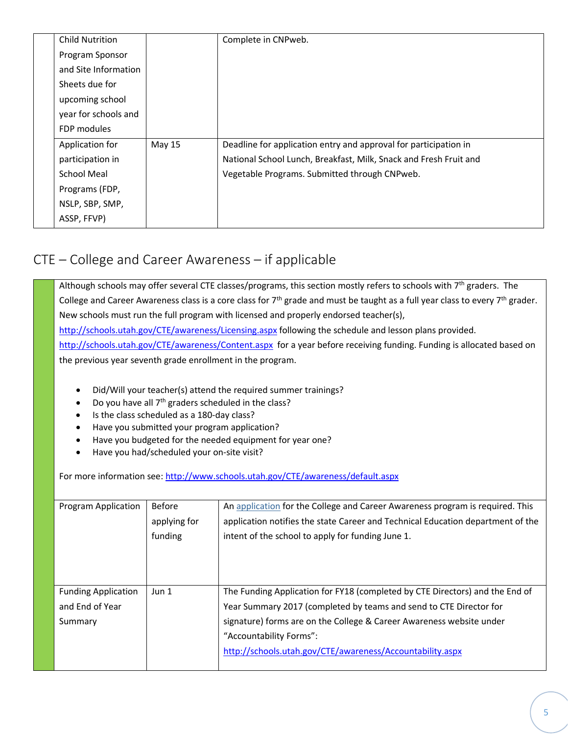| | | |
|---|---|---|
| Child Nutrition Program Sponsor and Site Information Sheets due for upcoming school year for schools and FDP modules | | Complete in CNPweb. |
| Application for participation in School Meal Programs (FDP, NSLP, SBP, SMP, ASSP, FFVP) | May 15 | Deadline for application entry and approval for participation in National School Lunch, Breakfast, Milk, Snack and Fresh Fruit and Vegetable Programs. Submitted through CNPweb. |

## CTE – College and Career Awareness – if applicable

Although schools may offer several CTE classes/programs, this section mostly refers to schools with 7th graders. The College and Career Awareness class is a core class for 7th grade and must be taught as a full year class to every 7th grader. New schools must run the full program with licensed and properly endorsed teacher(s), http://schools.utah.gov/CTE/awareness/Licensing.aspx following the schedule and lesson plans provided. http://schools.utah.gov/CTE/awareness/Content.aspx for a year before receiving funding. Funding is allocated based on the previous year seventh grade enrollment in the program.

- Did/Will your teacher(s) attend the required summer trainings?
- Do you have all 7th graders scheduled in the class?
- Is the class scheduled as a 180-day class?
- Have you submitted your program application?
- Have you budgeted for the needed equipment for year one?
- Have you had/scheduled your on-site visit?

For more information see: http://www.schools.utah.gov/CTE/awareness/default.aspx

| | | |
|---|---|---|
| Program Application | Before applying for funding | An application for the College and Career Awareness program is required. This application notifies the state Career and Technical Education department of the intent of the school to apply for funding June 1. |
| Funding Application and End of Year Summary | Jun 1 | The Funding Application for FY18 (completed by CTE Directors) and the End of Year Summary 2017 (completed by teams and send to CTE Director for signature) forms are on the College & Career Awareness website under "Accountability Forms": http://schools.utah.gov/CTE/awareness/Accountability.aspx |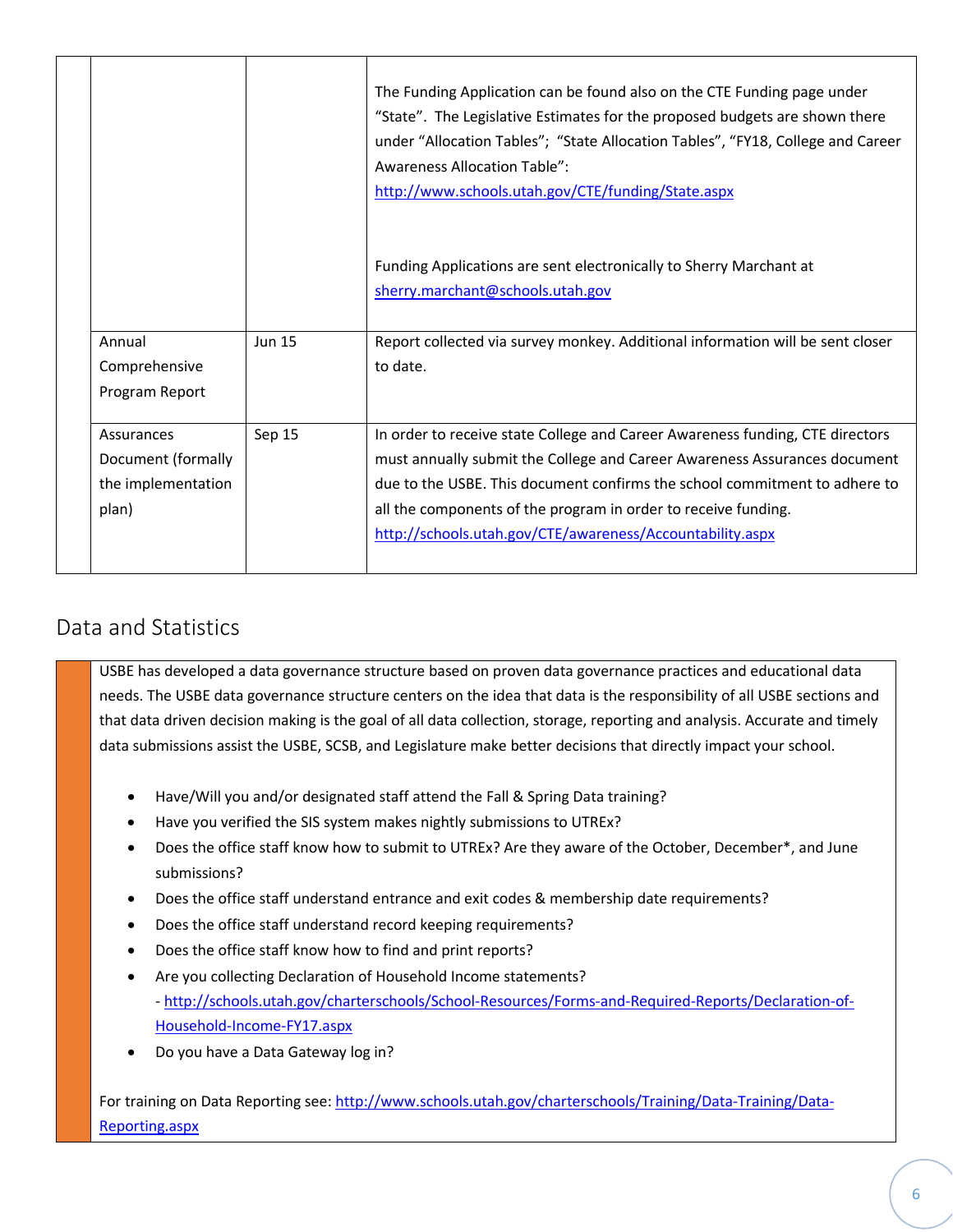| | | | |
|---|---|---|---|
| | | | The Funding Application can be found also on the CTE Funding page under "State". The Legislative Estimates for the proposed budgets are shown there under "Allocation Tables"; "State Allocation Tables", "FY18, College and Career Awareness Allocation Table": http://www.schools.utah.gov/CTE/funding/State.aspx<br><br>Funding Applications are sent electronically to Sherry Marchant at sherry.marchant@schools.utah.gov |
| | Annual Comprehensive Program Report | Jun 15 | Report collected via survey monkey. Additional information will be sent closer to date. |
| | Assurances Document (formally the implementation plan) | Sep 15 | In order to receive state College and Career Awareness funding, CTE directors must annually submit the College and Career Awareness Assurances document due to the USBE. This document confirms the school commitment to adhere to all the components of the program in order to receive funding. http://schools.utah.gov/CTE/awareness/Accountability.aspx |

## Data and Statistics

USBE has developed a data governance structure based on proven data governance practices and educational data needs. The USBE data governance structure centers on the idea that data is the responsibility of all USBE sections and that data driven decision making is the goal of all data collection, storage, reporting and analysis. Accurate and timely data submissions assist the USBE, SCSB, and Legislature make better decisions that directly impact your school.

- Have/Will you and/or designated staff attend the Fall & Spring Data training?
- Have you verified the SIS system makes nightly submissions to UTREx?
- Does the office staff know how to submit to UTREx? Are they aware of the October, December*, and June submissions?
- Does the office staff understand entrance and exit codes & membership date requirements?
- Does the office staff understand record keeping requirements?
- Does the office staff know how to find and print reports?
- Are you collecting Declaration of Household Income statements?
  - http://schools.utah.gov/charterschools/School-Resources/Forms-and-Required-Reports/Declaration-of-Household-Income-FY17.aspx
- Do you have a Data Gateway log in?

For training on Data Reporting see: http://www.schools.utah.gov/charterschools/Training/Data-Training/Data-Reporting.aspx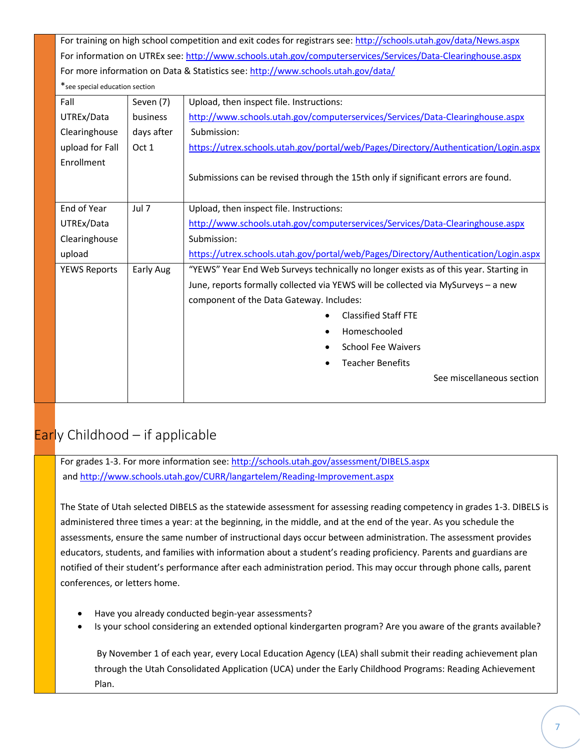For training on high school competition and exit codes for registrars see: http://schools.utah.gov/data/News.aspx

For information on UTREx see: http://www.schools.utah.gov/computerservices/Services/Data-Clearinghouse.aspx

For more information on Data & Statistics see: http://www.schools.utah.gov/data/

*see special education section

| | | |
|---|---|---|
| Fall UTREx/Data Clearinghouse upload for Fall Enrollment | Seven (7) business days after Oct 1 | Upload, then inspect file. Instructions: http://www.schools.utah.gov/computerservices/Services/Data-Clearinghouse.aspx Submission: https://utrex.schools.utah.gov/portal/web/Pages/Directory/Authentication/Login.aspx<br><br>Submissions can be revised through the 15th only if significant errors are found. |
| End of Year UTREx/Data Clearinghouse upload | Jul 7 | Upload, then inspect file. Instructions: http://www.schools.utah.gov/computerservices/Services/Data-Clearinghouse.aspx Submission: https://utrex.schools.utah.gov/portal/web/Pages/Directory/Authentication/Login.aspx |
| YEWS Reports | Early Aug | "YEWS" Year End Web Surveys technically no longer exists as of this year. Starting in June, reports formally collected via YEWS will be collected via MySurveys – a new component of the Data Gateway. Includes:<br>• Classified Staff FTE<br>• Homeschooled<br>• School Fee Waivers<br>• Teacher Benefits<br><br>See miscellaneous section |

## Early Childhood – if applicable

For grades 1-3. For more information see: http://schools.utah.gov/assessment/DIBELS.aspx and http://www.schools.utah.gov/CURR/langartelem/Reading-Improvement.aspx

The State of Utah selected DIBELS as the statewide assessment for assessing reading competency in grades 1-3. DIBELS is administered three times a year: at the beginning, in the middle, and at the end of the year. As you schedule the assessments, ensure the same number of instructional days occur between administration. The assessment provides educators, students, and families with information about a student's reading proficiency. Parents and guardians are notified of their student's performance after each administration period. This may occur through phone calls, parent conferences, or letters home.

- Have you already conducted begin-year assessments?
- Is your school considering an extended optional kindergarten program? Are you aware of the grants available?

  By November 1 of each year, every Local Education Agency (LEA) shall submit their reading achievement plan through the Utah Consolidated Application (UCA) under the Early Childhood Programs: Reading Achievement Plan.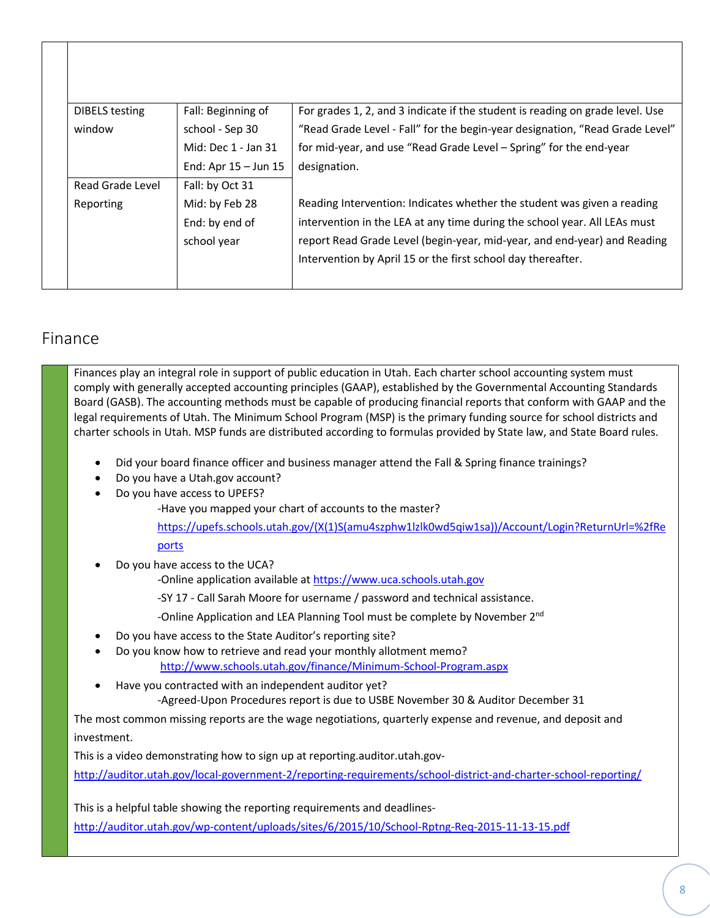| | | | |
|---|---|---|---|
| | DIBELS testing window | Fall: Beginning of school - Sep 30<br>Mid: Dec 1 - Jan 31<br>End: Apr 15 – Jun 15 | For grades 1, 2, and 3 indicate if the student is reading on grade level. Use "Read Grade Level - Fall" for the begin-year designation, "Read Grade Level" for mid-year, and use "Read Grade Level – Spring" for the end-year designation.<br><br>Reading Intervention: Indicates whether the student was given a reading intervention in the LEA at any time during the school year. All LEAs must report Read Grade Level (begin-year, mid-year, and end-year) and Reading Intervention by April 15 or the first school day thereafter. |
| | Read Grade Level Reporting | Fall: by Oct 31<br>Mid: by Feb 28<br>End: by end of school year | |

## Finance

Finances play an integral role in support of public education in Utah. Each charter school accounting system must comply with generally accepted accounting principles (GAAP), established by the Governmental Accounting Standards Board (GASB). The accounting methods must be capable of producing financial reports that conform with GAAP and the legal requirements of Utah. The Minimum School Program (MSP) is the primary funding source for school districts and charter schools in Utah. MSP funds are distributed according to formulas provided by State law, and State Board rules.

- Did your board finance officer and business manager attend the Fall & Spring finance trainings?
- Do you have a Utah.gov account?
- Do you have access to UPEFS?
  - -Have you mapped your chart of accounts to the master?
  - https://upefs.schools.utah.gov/(X(1)S(amu4szphw1lzlk0wd5qiw1sa))/Account/Login?ReturnUrl=%2fReports
- Do you have access to the UCA?
  - -Online application available at https://www.uca.schools.utah.gov
  - -SY 17 - Call Sarah Moore for username / password and technical assistance.
  - -Online Application and LEA Planning Tool must be complete by November 2nd
- Do you have access to the State Auditor's reporting site?
- Do you know how to retrieve and read your monthly allotment memo?
  - http://www.schools.utah.gov/finance/Minimum-School-Program.aspx
- Have you contracted with an independent auditor yet?
  - -Agreed-Upon Procedures report is due to USBE November 30 & Auditor December 31

The most common missing reports are the wage negotiations, quarterly expense and revenue, and deposit and investment.

This is a video demonstrating how to sign up at reporting.auditor.utah.gov- http://auditor.utah.gov/local-government-2/reporting-requirements/school-district-and-charter-school-reporting/

This is a helpful table showing the reporting requirements and deadlines- http://auditor.utah.gov/wp-content/uploads/sites/6/2015/10/School-Rptng-Req-2015-11-13-15.pdf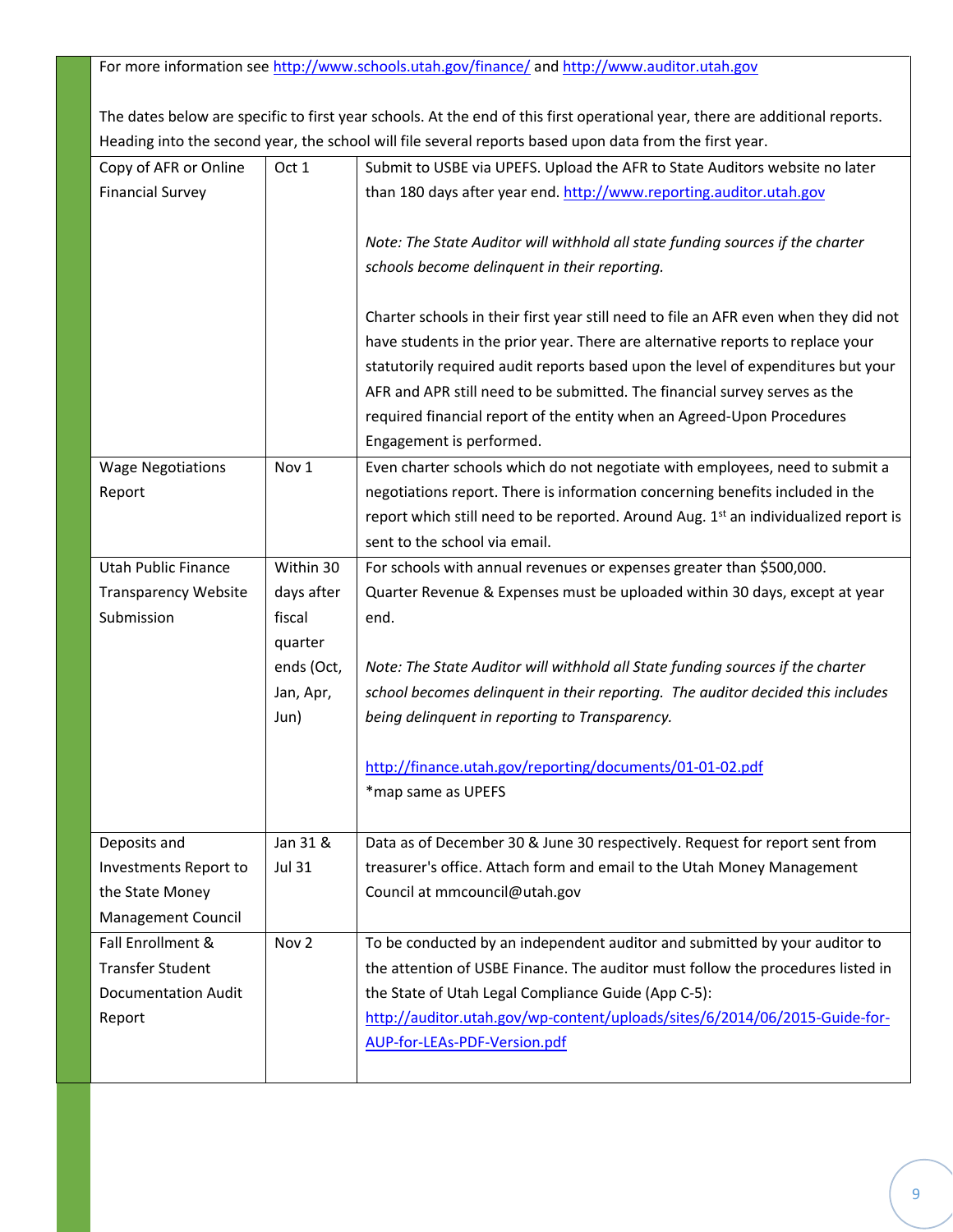For more information see http://www.schools.utah.gov/finance/ and http://www.auditor.utah.gov

The dates below are specific to first year schools. At the end of this first operational year, there are additional reports. Heading into the second year, the school will file several reports based upon data from the first year.

| | | |
|---|---|---|
| Copy of AFR or Online Financial Survey | Oct 1 | Submit to USBE via UPEFS. Upload the AFR to State Auditors website no later than 180 days after year end. http://www.reporting.auditor.utah.gov<br><br>*Note: The State Auditor will withhold all state funding sources if the charter schools become delinquent in their reporting.*<br><br>Charter schools in their first year still need to file an AFR even when they did not have students in the prior year. There are alternative reports to replace your statutorily required audit reports based upon the level of expenditures but your AFR and APR still need to be submitted. The financial survey serves as the required financial report of the entity when an Agreed-Upon Procedures Engagement is performed. |
| Wage Negotiations Report | Nov 1 | Even charter schools which do not negotiate with employees, need to submit a negotiations report. There is information concerning benefits included in the report which still need to be reported. Around Aug. 1st an individualized report is sent to the school via email. |
| Utah Public Finance Transparency Website Submission | Within 30 days after fiscal quarter ends (Oct, Jan, Apr, Jun) | For schools with annual revenues or expenses greater than $500,000. Quarter Revenue & Expenses must be uploaded within 30 days, except at year end.<br><br>*Note: The State Auditor will withhold all State funding sources if the charter school becomes delinquent in their reporting. The auditor decided this includes being delinquent in reporting to Transparency.*<br><br>http://finance.utah.gov/reporting/documents/01-01-02.pdf<br>*map same as UPEFS |
| Deposits and Investments Report to the State Money Management Council | Jan 31 & Jul 31 | Data as of December 30 & June 30 respectively. Request for report sent from treasurer's office. Attach form and email to the Utah Money Management Council at mmcouncil@utah.gov |
| Fall Enrollment & Transfer Student Documentation Audit Report | Nov 2 | To be conducted by an independent auditor and submitted by your auditor to the attention of USBE Finance. The auditor must follow the procedures listed in the State of Utah Legal Compliance Guide (App C-5): http://auditor.utah.gov/wp-content/uploads/sites/6/2014/06/2015-Guide-for-AUP-for-LEAs-PDF-Version.pdf |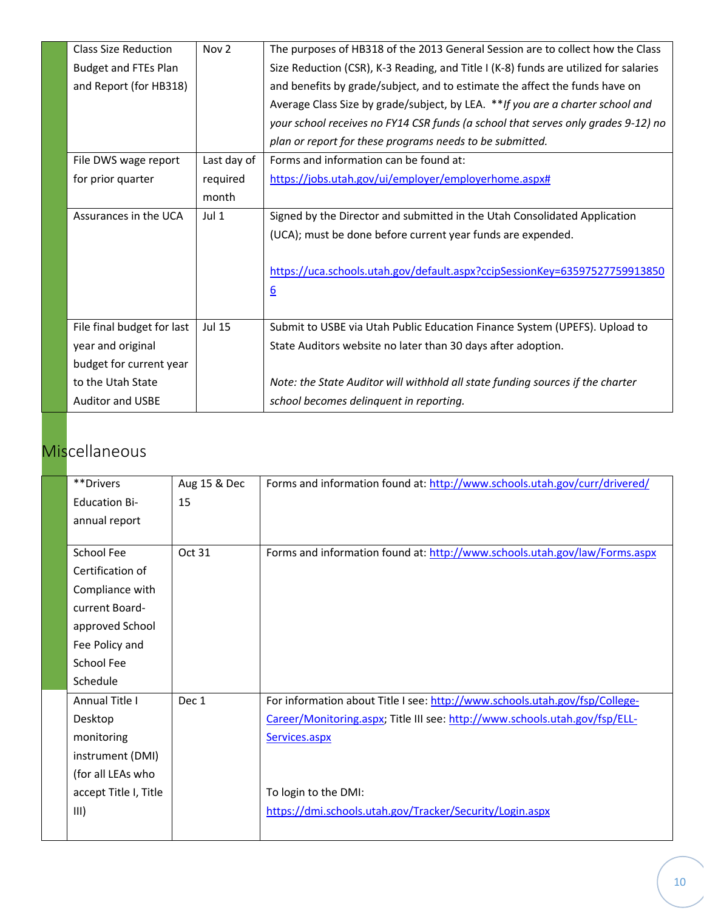| | | |
|---|---|---|
| Class Size Reduction Budget and FTEs Plan and Report (for HB318) | Nov 2 | The purposes of HB318 of the 2013 General Session are to collect how the Class Size Reduction (CSR), K-3 Reading, and Title I (K-8) funds are utilized for salaries and benefits by grade/subject, and to estimate the affect the funds have on Average Class Size by grade/subject, by LEA. ***If you are a charter school and your school receives no FY14 CSR funds (a school that serves only grades 9-12) no plan or report for these programs needs to be submitted.* |
| File DWS wage report for prior quarter | Last day of required month | Forms and information can be found at: [https://jobs.utah.gov/ui/employer/employerhome.aspx#](https://jobs.utah.gov/ui/employer/employerhome.aspx#) |
| Assurances in the UCA | Jul 1 | Signed by the Director and submitted in the Utah Consolidated Application (UCA); must be done before current year funds are expended.<br><br>[https://uca.schools.utah.gov/default.aspx?ccipSessionKey=635975277599138506](https://uca.schools.utah.gov/default.aspx?ccipSessionKey=635975277599138506) |
| File final budget for last year and original budget for current year to the Utah State Auditor and USBE | Jul 15 | Submit to USBE via Utah Public Education Finance System (UPEFS). Upload to State Auditors website no later than 30 days after adoption.<br><br>*Note: the State Auditor will withhold all state funding sources if the charter school becomes delinquent in reporting.* |

## Miscellaneous

| | | |
|---|---|---|
| **Drivers Education Bi-annual report | Aug 15 & Dec 15 | Forms and information found at: [http://www.schools.utah.gov/curr/drivered/](http://www.schools.utah.gov/curr/drivered/) |
| School Fee Certification of Compliance with current Board-approved School Fee Policy and School Fee Schedule | Oct 31 | Forms and information found at: [http://www.schools.utah.gov/law/Forms.aspx](http://www.schools.utah.gov/law/Forms.aspx) |
| Annual Title I Desktop monitoring instrument (DMI) (for all LEAs who accept Title I, Title III) | Dec 1 | For information about Title I see: [http://www.schools.utah.gov/fsp/College-Career/Monitoring.aspx](http://www.schools.utah.gov/fsp/College-Career/Monitoring.aspx); Title III see: [http://www.schools.utah.gov/fsp/ELL-Services.aspx](http://www.schools.utah.gov/fsp/ELL-Services.aspx)<br><br>To login to the DMI:<br>[https://dmi.schools.utah.gov/Tracker/Security/Login.aspx](https://dmi.schools.utah.gov/Tracker/Security/Login.aspx) |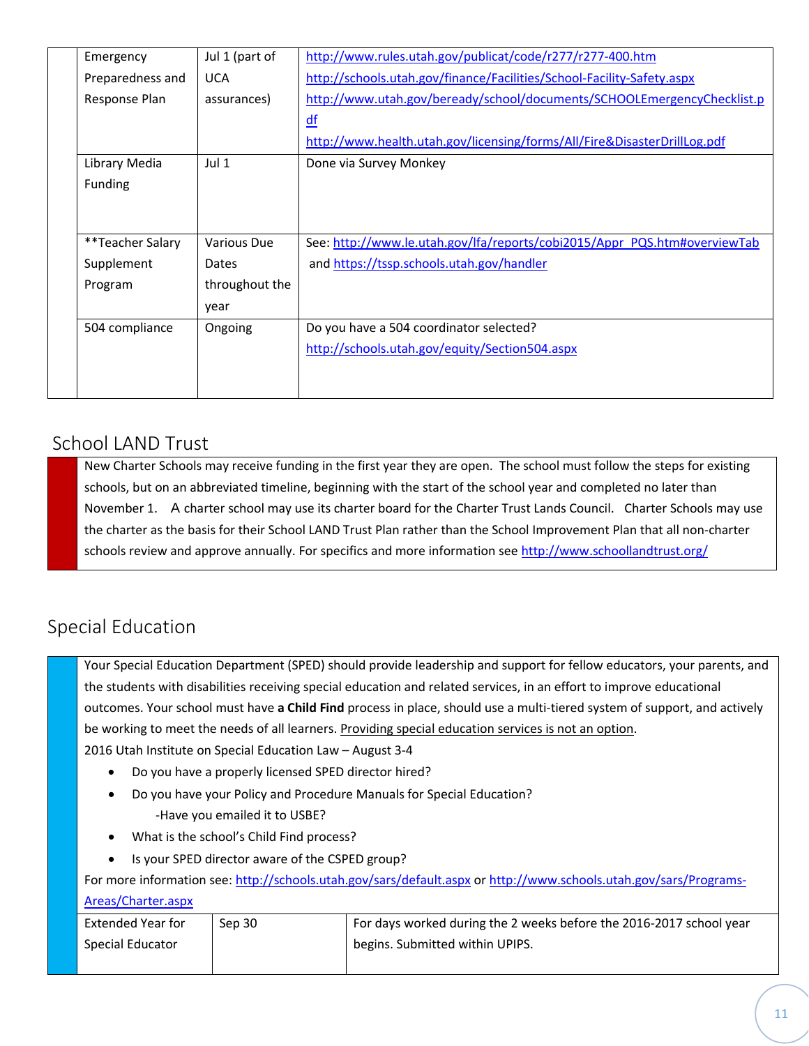| | | |
|---|---|---|
| Emergency Preparedness and Response Plan | Jul 1 (part of UCA assurances) | http://www.rules.utah.gov/publicat/code/r277/r277-400.htm http://schools.utah.gov/finance/Facilities/School-Facility-Safety.aspx http://www.utah.gov/beready/school/documents/SCHOOLEmergencyChecklist.pdf http://www.health.utah.gov/licensing/forms/All/Fire&DisasterDrillLog.pdf |
| Library Media Funding | Jul 1 | Done via Survey Monkey |
| **Teacher Salary Supplement Program | Various Due Dates throughout the year | See: http://www.le.utah.gov/lfa/reports/cobi2015/Appr_PQS.htm#overviewTab and https://tssp.schools.utah.gov/handler |
| 504 compliance | Ongoing | Do you have a 504 coordinator selected? http://schools.utah.gov/equity/Section504.aspx |

## School LAND Trust

New Charter Schools may receive funding in the first year they are open. The school must follow the steps for existing schools, but on an abbreviated timeline, beginning with the start of the school year and completed no later than November 1. A charter school may use its charter board for the Charter Trust Lands Council. Charter Schools may use the charter as the basis for their School LAND Trust Plan rather than the School Improvement Plan that all non-charter schools review and approve annually. For specifics and more information see http://www.schoollandtrust.org/

## Special Education

Your Special Education Department (SPED) should provide leadership and support for fellow educators, your parents, and the students with disabilities receiving special education and related services, in an effort to improve educational outcomes. Your school must have **a Child Find** process in place, should use a multi-tiered system of support, and actively be working to meet the needs of all learners. Providing special education services is not an option.

2016 Utah Institute on Special Education Law – August 3-4

- Do you have a properly licensed SPED director hired?
- Do you have your Policy and Procedure Manuals for Special Education?
  -Have you emailed it to USBE?
- What is the school's Child Find process?
- Is your SPED director aware of the CSPED group?

For more information see: http://schools.utah.gov/sars/default.aspx or http://www.schools.utah.gov/sars/Programs-Areas/Charter.aspx

| | | |
|---|---|---|
| Extended Year for Special Educator | Sep 30 | For days worked during the 2 weeks before the 2016-2017 school year begins. Submitted within UPIPS. |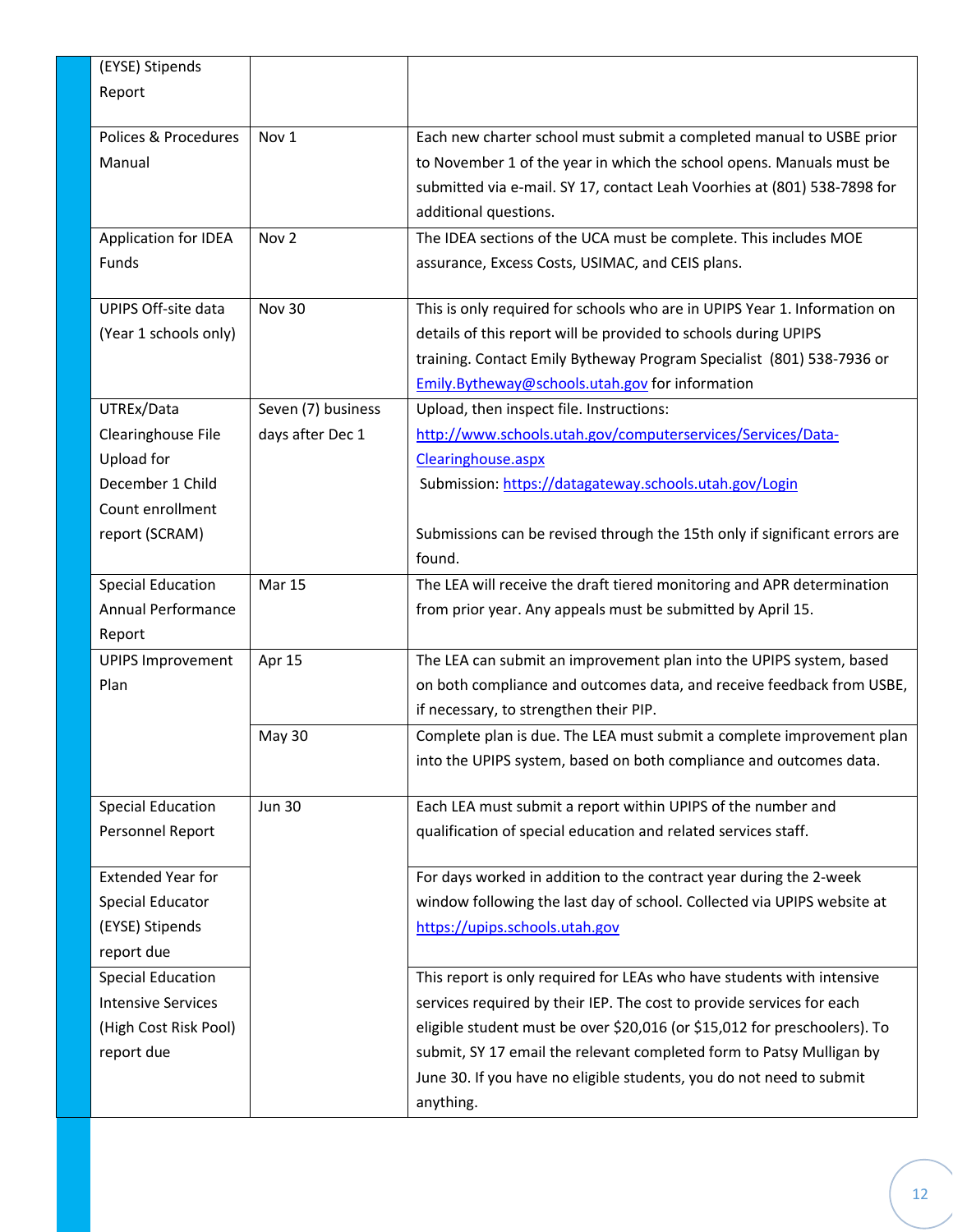| | | |
|---|---|---|
| (EYSE) Stipends Report | | |
| Polices & Procedures Manual | Nov 1 | Each new charter school must submit a completed manual to USBE prior to November 1 of the year in which the school opens. Manuals must be submitted via e-mail. SY 17, contact Leah Voorhies at (801) 538-7898 for additional questions. |
| Application for IDEA Funds | Nov 2 | The IDEA sections of the UCA must be complete. This includes MOE assurance, Excess Costs, USIMAC, and CEIS plans. |
| UPIPS Off-site data (Year 1 schools only) | Nov 30 | This is only required for schools who are in UPIPS Year 1. Information on details of this report will be provided to schools during UPIPS training. Contact Emily Bytheway Program Specialist (801) 538-7936 or Emily.Bytheway@schools.utah.gov for information |
| UTREx/Data Clearinghouse File Upload for December 1 Child Count enrollment report (SCRAM) | Seven (7) business days after Dec 1 | Upload, then inspect file. Instructions: http://www.schools.utah.gov/computerservices/Services/Data-Clearinghouse.aspx<br>Submission: https://datagateway.schools.utah.gov/Login<br><br>Submissions can be revised through the 15th only if significant errors are found. |
| Special Education Annual Performance Report | Mar 15 | The LEA will receive the draft tiered monitoring and APR determination from prior year. Any appeals must be submitted by April 15. |
| UPIPS Improvement Plan | Apr 15 | The LEA can submit an improvement plan into the UPIPS system, based on both compliance and outcomes data, and receive feedback from USBE, if necessary, to strengthen their PIP. |
| | May 30 | Complete plan is due. The LEA must submit a complete improvement plan into the UPIPS system, based on both compliance and outcomes data. |
| Special Education Personnel Report | Jun 30 | Each LEA must submit a report within UPIPS of the number and qualification of special education and related services staff. |
| Extended Year for Special Educator (EYSE) Stipends report due | | For days worked in addition to the contract year during the 2-week window following the last day of school. Collected via UPIPS website at https://upips.schools.utah.gov |
| Special Education Intensive Services (High Cost Risk Pool) report due | | This report is only required for LEAs who have students with intensive services required by their IEP. The cost to provide services for each eligible student must be over $20,016 (or $15,012 for preschoolers). To submit, SY 17 email the relevant completed form to Patsy Mulligan by June 30. If you have no eligible students, you do not need to submit anything. |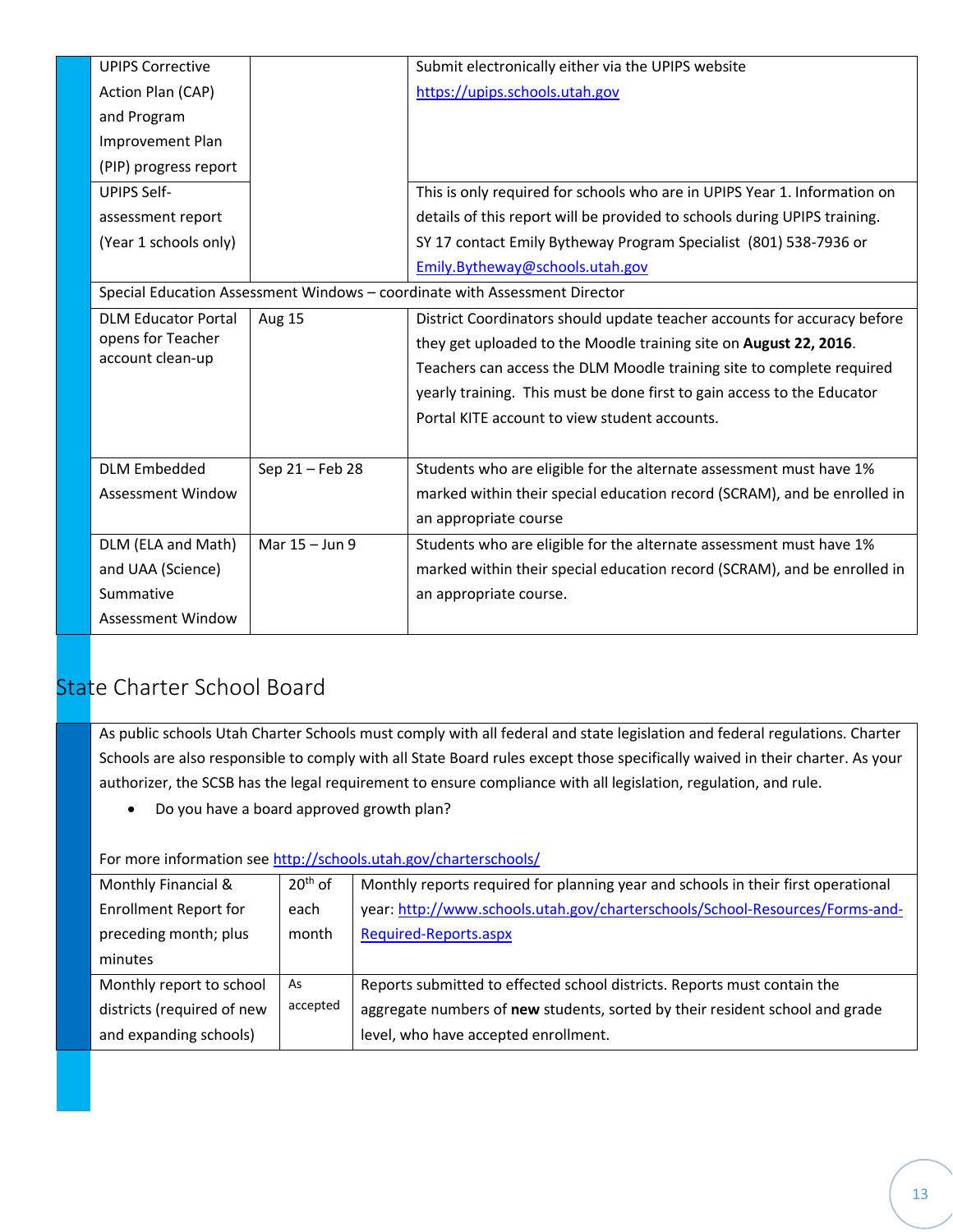| | | |
|---|---|---|
| UPIPS Corrective Action Plan (CAP) and Program Improvement Plan (PIP) progress report | | Submit electronically either via the UPIPS website https://upips.schools.utah.gov |
| UPIPS Self-assessment report (Year 1 schools only) | | This is only required for schools who are in UPIPS Year 1. Information on details of this report will be provided to schools during UPIPS training. SY 17 contact Emily Bytheway Program Specialist (801) 538-7936 or Emily.Bytheway@schools.utah.gov |
| Special Education Assessment Windows – coordinate with Assessment Director | | |
| DLM Educator Portal opens for Teacher account clean-up | Aug 15 | District Coordinators should update teacher accounts for accuracy before they get uploaded to the Moodle training site on **August 22, 2016**. Teachers can access the DLM Moodle training site to complete required yearly training. This must be done first to gain access to the Educator Portal KITE account to view student accounts. |
| DLM Embedded Assessment Window | Sep 21 – Feb 28 | Students who are eligible for the alternate assessment must have 1% marked within their special education record (SCRAM), and be enrolled in an appropriate course |
| DLM (ELA and Math) and UAA (Science) Summative Assessment Window | Mar 15 – Jun 9 | Students who are eligible for the alternate assessment must have 1% marked within their special education record (SCRAM), and be enrolled in an appropriate course. |

## State Charter School Board

As public schools Utah Charter Schools must comply with all federal and state legislation and federal regulations. Charter Schools are also responsible to comply with all State Board rules except those specifically waived in their charter. As your authorizer, the SCSB has the legal requirement to ensure compliance with all legislation, regulation, and rule.

- Do you have a board approved growth plan?

For more information see http://schools.utah.gov/charterschools/

| | | |
|---|---|---|
| Monthly Financial & Enrollment Report for preceding month; plus minutes | 20th of each month | Monthly reports required for planning year and schools in their first operational year: http://www.schools.utah.gov/charterschools/School-Resources/Forms-and-Required-Reports.aspx |
| Monthly report to school districts (required of new and expanding schools) | As accepted | Reports submitted to effected school districts. Reports must contain the aggregate numbers of **new** students, sorted by their resident school and grade level, who have accepted enrollment. |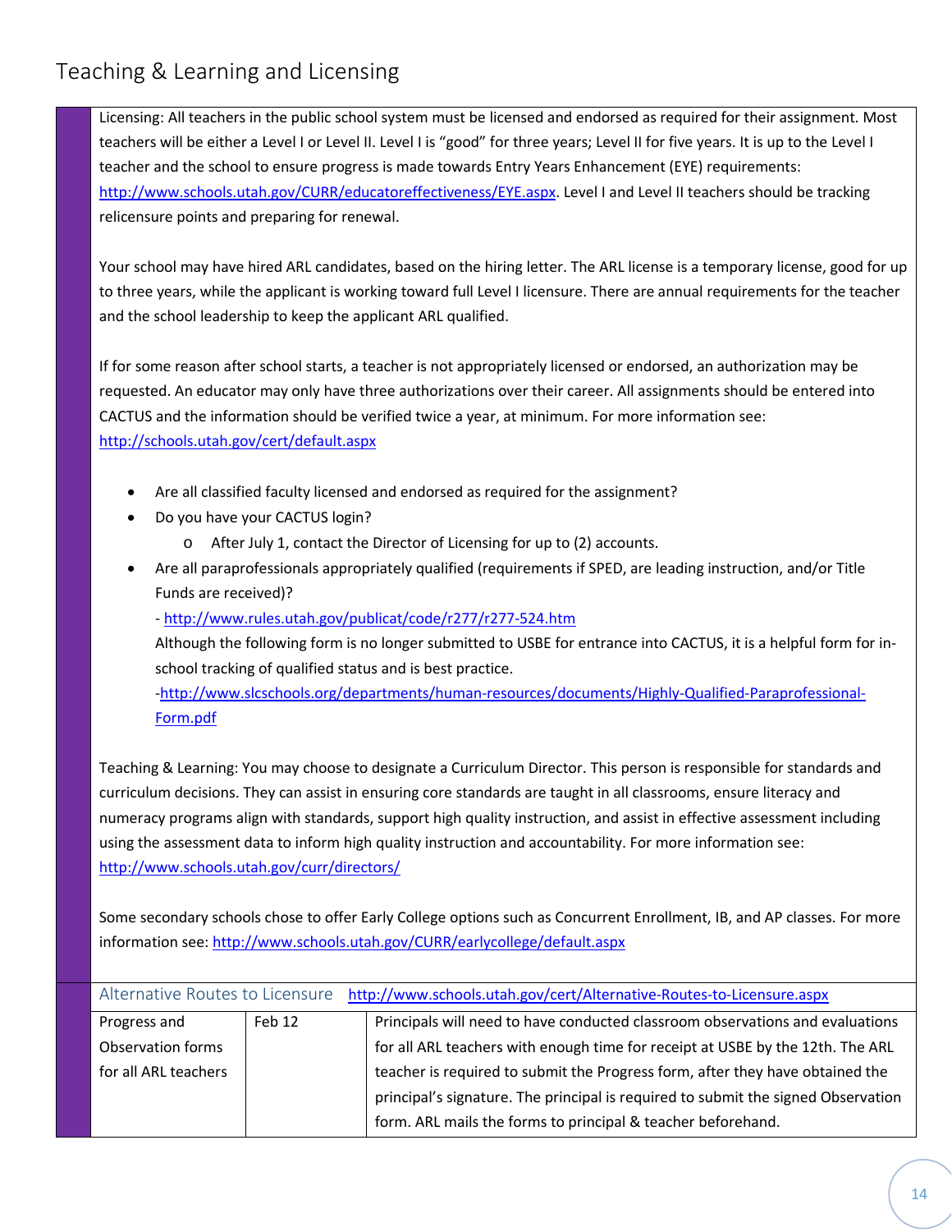# Teaching & Learning and Licensing

Licensing: All teachers in the public school system must be licensed and endorsed as required for their assignment. Most teachers will be either a Level I or Level II. Level I is "good" for three years; Level II for five years. It is up to the Level I teacher and the school to ensure progress is made towards Entry Years Enhancement (EYE) requirements: http://www.schools.utah.gov/CURR/educatoreffectiveness/EYE.aspx. Level I and Level II teachers should be tracking relicensure points and preparing for renewal.

Your school may have hired ARL candidates, based on the hiring letter. The ARL license is a temporary license, good for up to three years, while the applicant is working toward full Level I licensure. There are annual requirements for the teacher and the school leadership to keep the applicant ARL qualified.

If for some reason after school starts, a teacher is not appropriately licensed or endorsed, an authorization may be requested. An educator may only have three authorizations over their career. All assignments should be entered into CACTUS and the information should be verified twice a year, at minimum. For more information see: http://schools.utah.gov/cert/default.aspx

- Are all classified faculty licensed and endorsed as required for the assignment?
- Do you have your CACTUS login?
  - After July 1, contact the Director of Licensing for up to (2) accounts.
- Are all paraprofessionals appropriately qualified (requirements if SPED, are leading instruction, and/or Title Funds are received)?
  - http://www.rules.utah.gov/publicat/code/r277/r277-524.htm
  
  Although the following form is no longer submitted to USBE for entrance into CACTUS, it is a helpful form for in-school tracking of qualified status and is best practice.
  
  -http://www.slcschools.org/departments/human-resources/documents/Highly-Qualified-Paraprofessional-Form.pdf

Teaching & Learning: You may choose to designate a Curriculum Director. This person is responsible for standards and curriculum decisions. They can assist in ensuring core standards are taught in all classrooms, ensure literacy and numeracy programs align with standards, support high quality instruction, and assist in effective assessment including using the assessment data to inform high quality instruction and accountability. For more information see: http://www.schools.utah.gov/curr/directors/

Some secondary schools chose to offer Early College options such as Concurrent Enrollment, IB, and AP classes. For more information see: http://www.schools.utah.gov/CURR/earlycollege/default.aspx

| Alternative Routes to Licensure | http://www.schools.utah.gov/cert/Alternative-Routes-to-Licensure.aspx | |
|---|---|---|
| Progress and Observation forms for all ARL teachers | Feb 12 | Principals will need to have conducted classroom observations and evaluations for all ARL teachers with enough time for receipt at USBE by the 12th. The ARL teacher is required to submit the Progress form, after they have obtained the principal's signature. The principal is required to submit the signed Observation form. ARL mails the forms to principal & teacher beforehand. |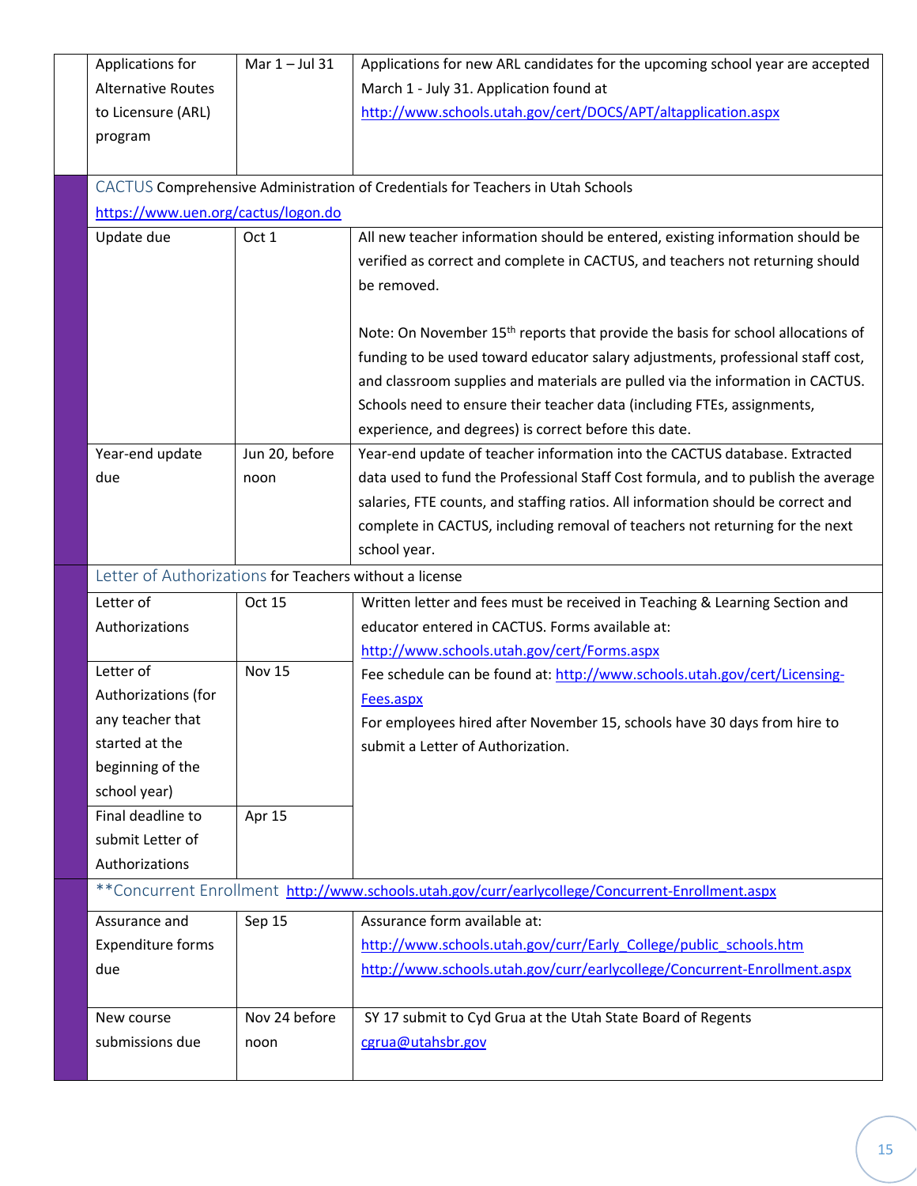| | | |
|---|---|---|
| Applications for Alternative Routes to Licensure (ARL) program | Mar 1 – Jul 31 | Applications for new ARL candidates for the upcoming school year are accepted March 1 - July 31. Application found at http://www.schools.utah.gov/cert/DOCS/APT/altapplication.aspx |
| **CACTUS** Comprehensive Administration of Credentials for Teachers in Utah Schools https://www.uen.org/cactus/logon.do | | |
| Update due | Oct 1 | All new teacher information should be entered, existing information should be verified as correct and complete in CACTUS, and teachers not returning should be removed.<br><br>Note: On November 15th reports that provide the basis for school allocations of funding to be used toward educator salary adjustments, professional staff cost, and classroom supplies and materials are pulled via the information in CACTUS. Schools need to ensure their teacher data (including FTEs, assignments, experience, and degrees) is correct before this date. |
| Year-end update due | Jun 20, before noon | Year-end update of teacher information into the CACTUS database. Extracted data used to fund the Professional Staff Cost formula, and to publish the average salaries, FTE counts, and staffing ratios. All information should be correct and complete in CACTUS, including removal of teachers not returning for the next school year. |
| **Letter of Authorizations** for Teachers without a license | | |
| Letter of Authorizations | Oct 15 | Written letter and fees must be received in Teaching & Learning Section and educator entered in CACTUS. Forms available at: http://www.schools.utah.gov/cert/Forms.aspx<br>Fee schedule can be found at: http://www.schools.utah.gov/cert/Licensing-Fees.aspx<br>For employees hired after November 15, schools have 30 days from hire to submit a Letter of Authorization. |
| Letter of Authorizations (for any teacher that started at the beginning of the school year) | Nov 15 | |
| Final deadline to submit Letter of Authorizations | Apr 15 | |
| **\*\*Concurrent Enrollment** http://www.schools.utah.gov/curr/earlycollege/Concurrent-Enrollment.aspx | | |
| Assurance and Expenditure forms due | Sep 15 | Assurance form available at:<br>http://www.schools.utah.gov/curr/Early_College/public_schools.htm<br>http://www.schools.utah.gov/curr/earlycollege/Concurrent-Enrollment.aspx |
| New course submissions due | Nov 24 before noon | SY 17 submit to Cyd Grua at the Utah State Board of Regents cgrua@utahsbr.gov |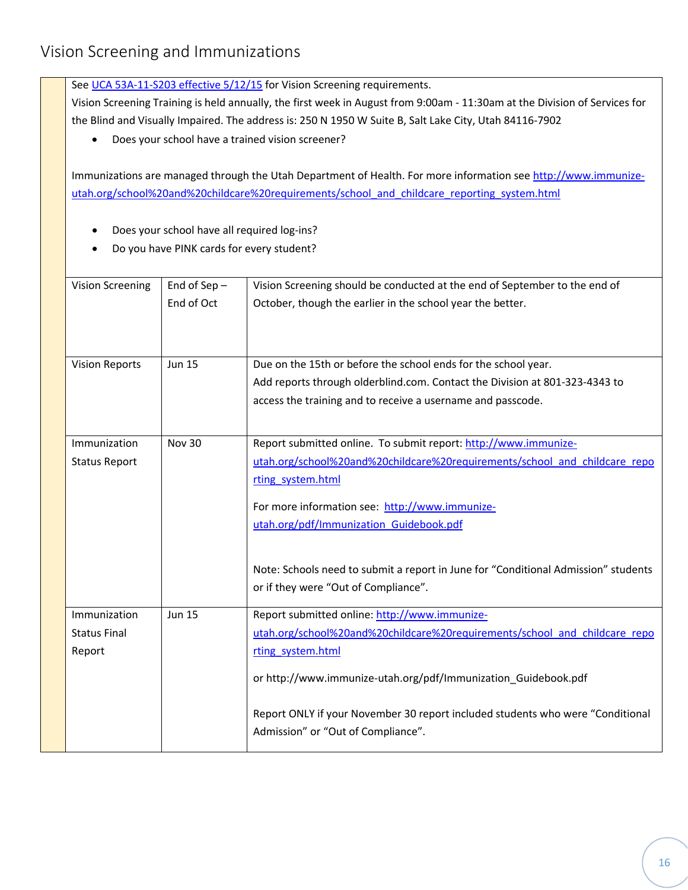## Vision Screening and Immunizations

See UCA 53A-11-S203 effective 5/12/15 for Vision Screening requirements.

Vision Screening Training is held annually, the first week in August from 9:00am - 11:30am at the Division of Services for the Blind and Visually Impaired. The address is: 250 N 1950 W Suite B, Salt Lake City, Utah 84116-7902

- Does your school have a trained vision screener?

Immunizations are managed through the Utah Department of Health. For more information see http://www.immunize-utah.org/school%20and%20childcare%20requirements/school_and_childcare_reporting_system.html

- Does your school have all required log-ins?
- Do you have PINK cards for every student?

| | | |
|---|---|---|
| Vision Screening | End of Sep – End of Oct | Vision Screening should be conducted at the end of September to the end of October, though the earlier in the school year the better. |
| Vision Reports | Jun 15 | Due on the 15th or before the school ends for the school year.<br>Add reports through olderblind.com. Contact the Division at 801-323-4343 to access the training and to receive a username and passcode. |
| Immunization Status Report | Nov 30 | Report submitted online. To submit report: http://www.immunize-utah.org/school%20and%20childcare%20requirements/school_and_childcare_reporting_system.html<br><br>For more information see: http://www.immunize-utah.org/pdf/Immunization_Guidebook.pdf<br><br>Note: Schools need to submit a report in June for "Conditional Admission" students or if they were "Out of Compliance". |
| Immunization Status Final Report | Jun 15 | Report submitted online: http://www.immunize-utah.org/school%20and%20childcare%20requirements/school_and_childcare_reporting_system.html<br><br>or http://www.immunize-utah.org/pdf/Immunization_Guidebook.pdf<br><br>Report ONLY if your November 30 report included students who were "Conditional Admission" or "Out of Compliance". |